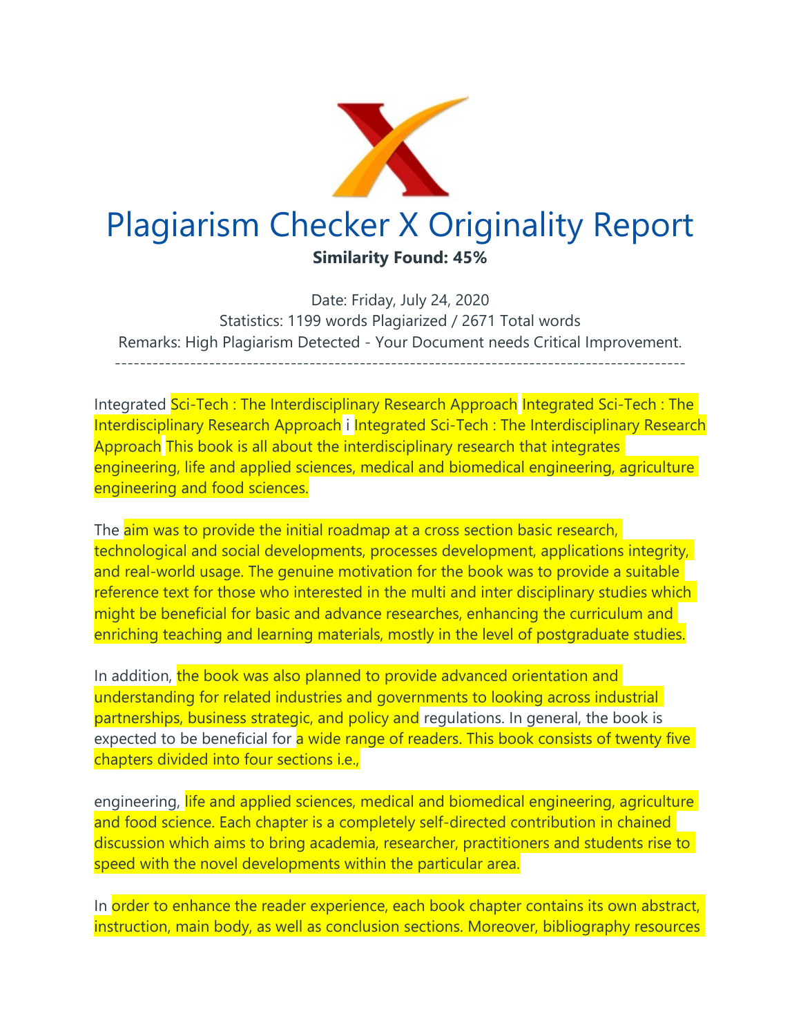# Plagiarism Checker X Originality Report

**Similarity Found: 45%**

Date: Friday, July 24, 2020
Statistics: 1199 words Plagiarized / 2671 Total words
Remarks: High Plagiarism Detected - Your Document needs Critical Improvement.

-------------------------------------------------------------------------------------------

Integrated Sci-Tech : The Interdisciplinary Research Approach Integrated Sci-Tech : The Interdisciplinary Research Approach i Integrated Sci-Tech : The Interdisciplinary Research Approach This book is all about the interdisciplinary research that integrates engineering, life and applied sciences, medical and biomedical engineering, agriculture engineering and food sciences.

The aim was to provide the initial roadmap at a cross section basic research, technological and social developments, processes development, applications integrity, and real-world usage. The genuine motivation for the book was to provide a suitable reference text for those who interested in the multi and inter disciplinary studies which might be beneficial for basic and advance researches, enhancing the curriculum and enriching teaching and learning materials, mostly in the level of postgraduate studies.

In addition, the book was also planned to provide advanced orientation and understanding for related industries and governments to looking across industrial partnerships, business strategic, and policy and regulations. In general, the book is expected to be beneficial for a wide range of readers. This book consists of twenty five chapters divided into four sections i.e.,

engineering, life and applied sciences, medical and biomedical engineering, agriculture and food science. Each chapter is a completely self-directed contribution in chained discussion which aims to bring academia, researcher, practitioners and students rise to speed with the novel developments within the particular area.

In order to enhance the reader experience, each book chapter contains its own abstract, instruction, main body, as well as conclusion sections. Moreover, bibliography resources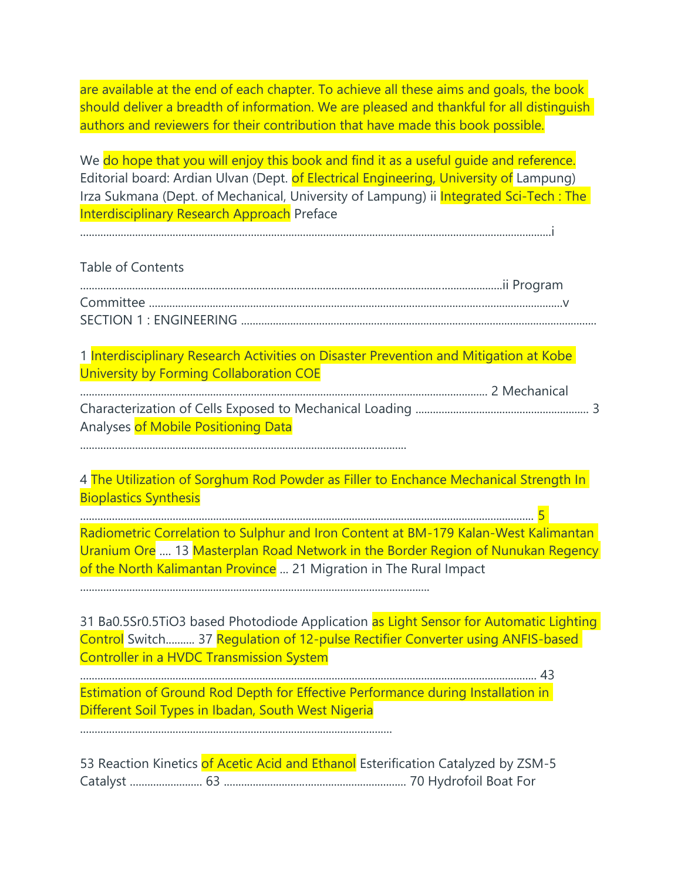are available at the end of each chapter. To achieve all these aims and goals, the book should deliver a breadth of information. We are pleased and thankful for all distinguish authors and reviewers for their contribution that have made this book possible.

We do hope that you will enjoy this book and find it as a useful guide and reference. Editorial board: Ardian Ulvan (Dept. of Electrical Engineering, University of Lampung) Irza Sukmana (Dept. of Mechanical, University of Lampung) ii Integrated Sci-Tech : The Interdisciplinary Research Approach Preface ..........................................................................................................................................i

Table of Contents ..........................................................................................................................ii Program Committee ........................................................................................................................v SECTION 1 : ENGINEERING ........................................................................................................

1 Interdisciplinary Research Activities on Disaster Prevention and Mitigation at Kobe University by Forming Collaboration COE ............................................................................................................. 2 Mechanical Characterization of Cells Exposed to Mechanical Loading ........................................................ 3 Analyses of Mobile Positioning Data ................................................................................................

4 The Utilization of Sorghum Rod Powder as Filler to Enchance Mechanical Strength In Bioplastics Synthesis .............................................................................................................................................. 5 Radiometric Correlation to Sulphur and Iron Content at BM-179 Kalan-West Kalimantan Uranium Ore .... 13 Masterplan Road Network in the Border Region of Nunukan Regency of the North Kalimantan Province ... 21 Migration in The Rural Impact .......................................................................................................

31 Ba0.5Sr0.5TiO3 based Photodiode Application as Light Sensor for Automatic Lighting Control Switch.......... 37 Regulation of 12-pulse Rectifier Converter using ANFIS-based Controller in a HVDC Transmission System ............................................................................................................................................. 43 Estimation of Ground Rod Depth for Effective Performance during Installation in Different Soil Types in Ibadan, South West Nigeria ............................................................................................................

53 Reaction Kinetics of Acetic Acid and Ethanol Esterification Catalyzed by ZSM-5 Catalyst ......................... 63 .............................................................. 70 Hydrofoil Boat For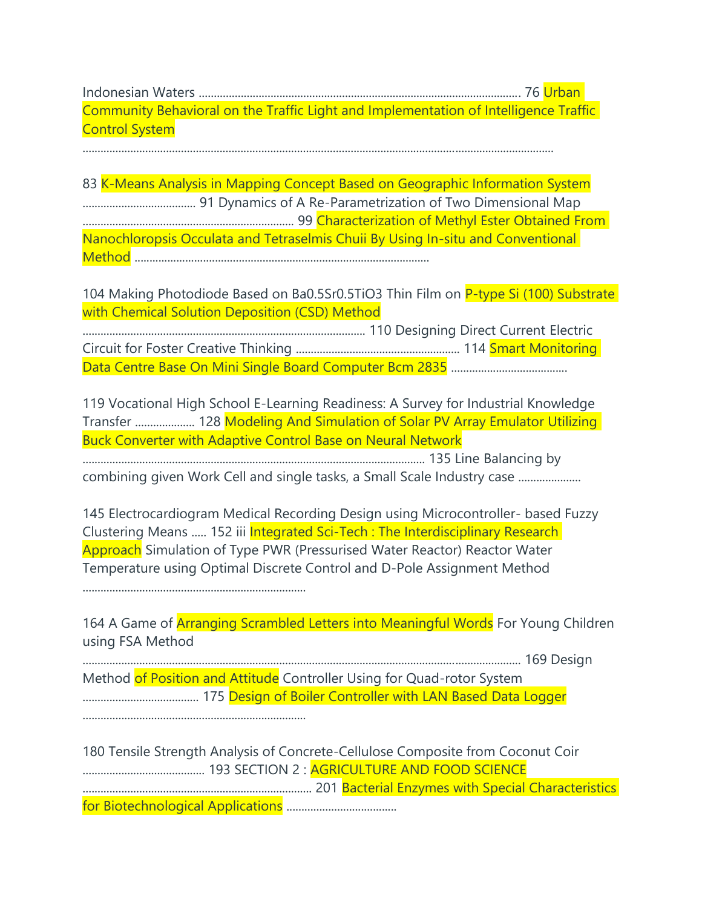Indonesian Waters ........................................................................................................ 76 Urban Community Behavioral on the Traffic Light and Implementation of Intelligence Traffic Control System

.........................................................................................................................................................

83 K-Means Analysis in Mapping Concept Based on Geographic Information System ..................................... 91 Dynamics of A Re-Parametrization of Two Dimensional Map ...................................................................... 99 Characterization of Methyl Ester Obtained From Nanochloropsis Occulata and Tetraselmis Chuii By Using In-situ and Conventional Method ..................................................................................................

104 Making Photodiode Based on Ba0.5Sr0.5TiO3 Thin Film on P-type Si (100) Substrate with Chemical Solution Deposition (CSD) Method ............................................................................................ 110 Designing Direct Current Electric Circuit for Foster Creative Thinking ..................................................... 114 Smart Monitoring Data Centre Base On Mini Single Board Computer Bcm 2835 ......................................

119 Vocational High School E-Learning Readiness: A Survey for Industrial Knowledge Transfer .................... 128 Modeling And Simulation of Solar PV Array Emulator Utilizing Buck Converter with Adaptive Control Base on Neural Network ................................................................................................................ 135 Line Balancing by combining given Work Cell and single tasks, a Small Scale Industry case .....................

145 Electrocardiogram Medical Recording Design using Microcontroller- based Fuzzy Clustering Means ..... 152 iii Integrated Sci-Tech : The Interdisciplinary Research Approach Simulation of Type PWR (Pressurised Water Reactor) Reactor Water Temperature using Optimal Discrete Control and D-Pole Assignment Method

..........................................................................

164 A Game of Arranging Scrambled Letters into Meaningful Words For Young Children using FSA Method

......................................................................................................................................... 169 Design Method of Position and Attitude Controller Using for Quad-rotor System ...................................... 175 Design of Boiler Controller with LAN Based Data Logger

..........................................................................

180 Tensile Strength Analysis of Concrete-Cellulose Composite from Coconut Coir ......................................... 193 SECTION 2 : AGRICULTURE AND FOOD SCIENCE ............................................................................ 201 Bacterial Enzymes with Special Characteristics for Biotechnological Applications ....................................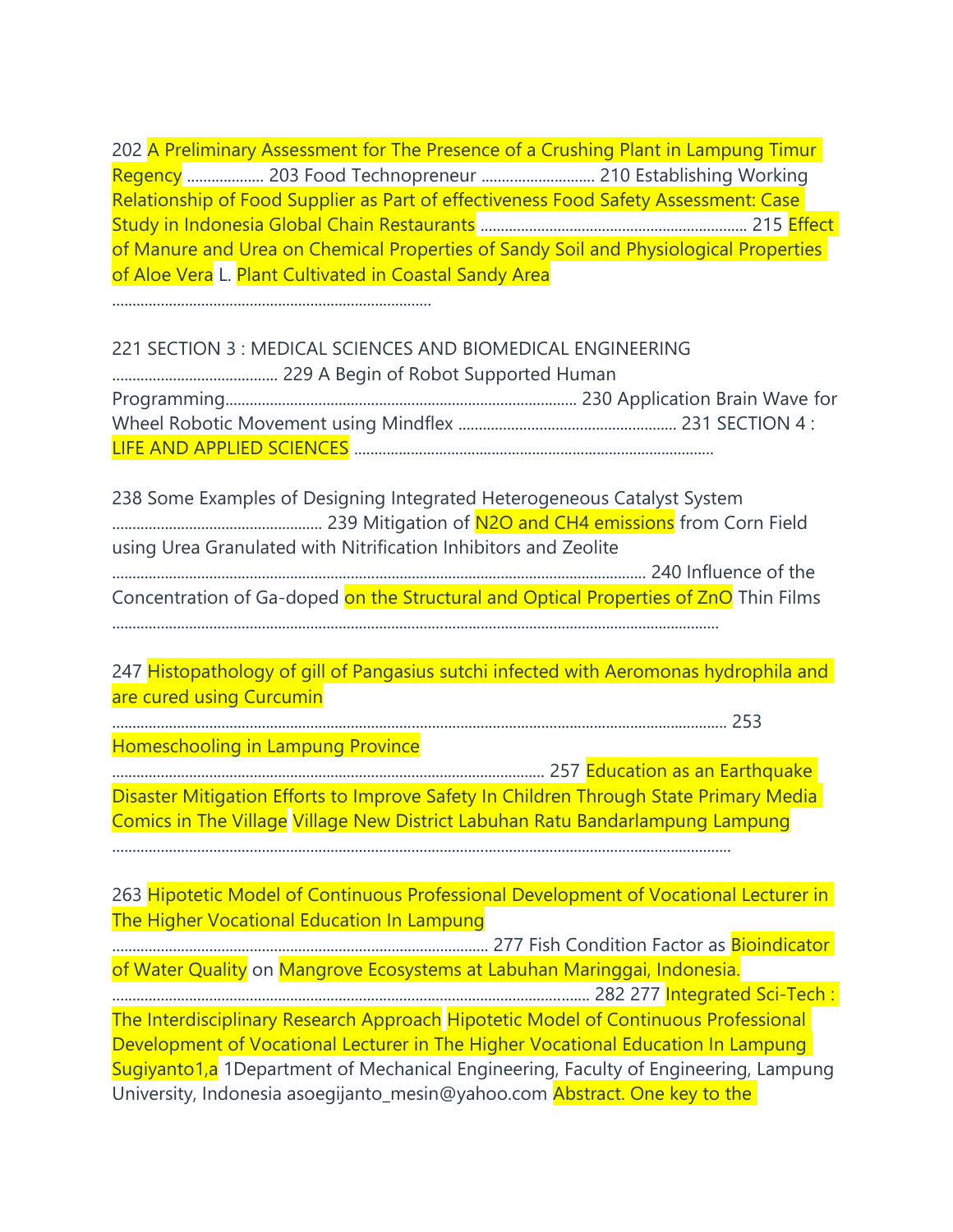202 A Preliminary Assessment for The Presence of a Crushing Plant in Lampung Timur Regency ................... 203 Food Technopreneur ............................ 210 Establishing Working Relationship of Food Supplier as Part of effectiveness Food Safety Assessment: Case Study in Indonesia Global Chain Restaurants .................................................................. 215 Effect of Manure and Urea on Chemical Properties of Sandy Soil and Physiological Properties of Aloe Vera L. Plant Cultivated in Coastal Sandy Area ...............................................................................

221 SECTION 3 : MEDICAL SCIENCES AND BIOMEDICAL ENGINEERING ......................................... 229 A Begin of Robot Supported Human Programming...................................................................................... 230 Application Brain Wave for Wheel Robotic Movement using Mindflex ...................................................... 231 SECTION 4 : LIFE AND APPLIED SCIENCES .........................................................................................

238 Some Examples of Designing Integrated Heterogeneous Catalyst System ................................................... 239 Mitigation of $N_2O$ and $CH_4$ emissions from Corn Field using Urea Granulated with Nitrification Inhibitors and Zeolite ................................................................................................................................... 240 Influence of the Concentration of Ga-doped on the Structural and Optical Properties of ZnO Thin Films ...................................................................................................................................................

247 Histopathology of gill of Pangasius sutchi infected with Aeromonas hydrophila and are cured using Curcumin ....................................................................................................................................................... 253 Homeschooling in Lampung Province .......................................................................................................... 257 Education as an Earthquake Disaster Mitigation Efforts to Improve Safety In Children Through State Primary Media Comics in The Village Village New District Labuhan Ratu Bandarlampung Lampung ...............................................................................................................................................

263 Hipotetic Model of Continuous Professional Development of Vocational Lecturer in The Higher Vocational Education In Lampung ............................................................................................ 277 Fish Condition Factor as Bioindicator of Water Quality on Mangrove Ecosystems at Labuhan Maringgai, Indonesia. ..................................................................................................................... 282 277 Integrated Sci-Tech : The Interdisciplinary Research Approach Hipotetic Model of Continuous Professional Development of Vocational Lecturer in The Higher Vocational Education In Lampung Sugiyanto[1,a] [1]Department of Mechanical Engineering, Faculty of Engineering, Lampung University, Indonesia asoegijanto_mesin@yahoo.com Abstract. One key to the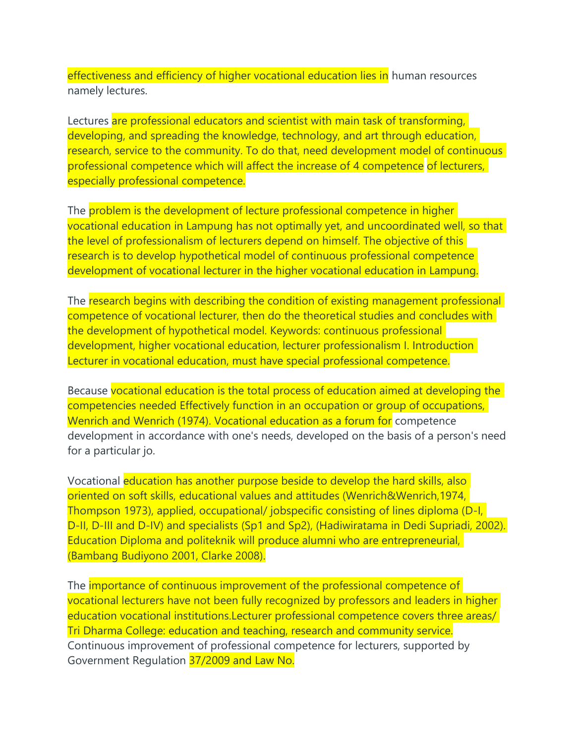effectiveness and efficiency of higher vocational education lies in human resources namely lectures.

Lectures are professional educators and scientist with main task of transforming, developing, and spreading the knowledge, technology, and art through education, research, service to the community. To do that, need development model of continuous professional competence which will affect the increase of 4 competence of lecturers, especially professional competence.

The problem is the development of lecture professional competence in higher vocational education in Lampung has not optimally yet, and uncoordinated well, so that the level of professionalism of lecturers depend on himself. The objective of this research is to develop hypothetical model of continuous professional competence development of vocational lecturer in the higher vocational education in Lampung.

The research begins with describing the condition of existing management professional competence of vocational lecturer, then do the theoretical studies and concludes with the development of hypothetical model. Keywords: continuous professional development, higher vocational education, lecturer professionalism I. Introduction Lecturer in vocational education, must have special professional competence.

Because vocational education is the total process of education aimed at developing the competencies needed Effectively function in an occupation or group of occupations, Wenrich and Wenrich (1974). Vocational education as a forum for competence development in accordance with one's needs, developed on the basis of a person's need for a particular jo.

Vocational education has another purpose beside to develop the hard skills, also oriented on soft skills, educational values and attitudes (Wenrich&Wenrich,1974, Thompson 1973), applied, occupational/ jobspecific consisting of lines diploma (D-I, D-II, D-III and D-IV) and specialists (Sp1 and Sp2), (Hadiwiratama in Dedi Supriadi, 2002). Education Diploma and politeknik will produce alumni who are entrepreneurial, (Bambang Budiyono 2001, Clarke 2008).

The importance of continuous improvement of the professional competence of vocational lecturers have not been fully recognized by professors and leaders in higher education vocational institutions.Lecturer professional competence covers three areas/ Tri Dharma College: education and teaching, research and community service. Continuous improvement of professional competence for lecturers, supported by Government Regulation 37/2009 and Law No.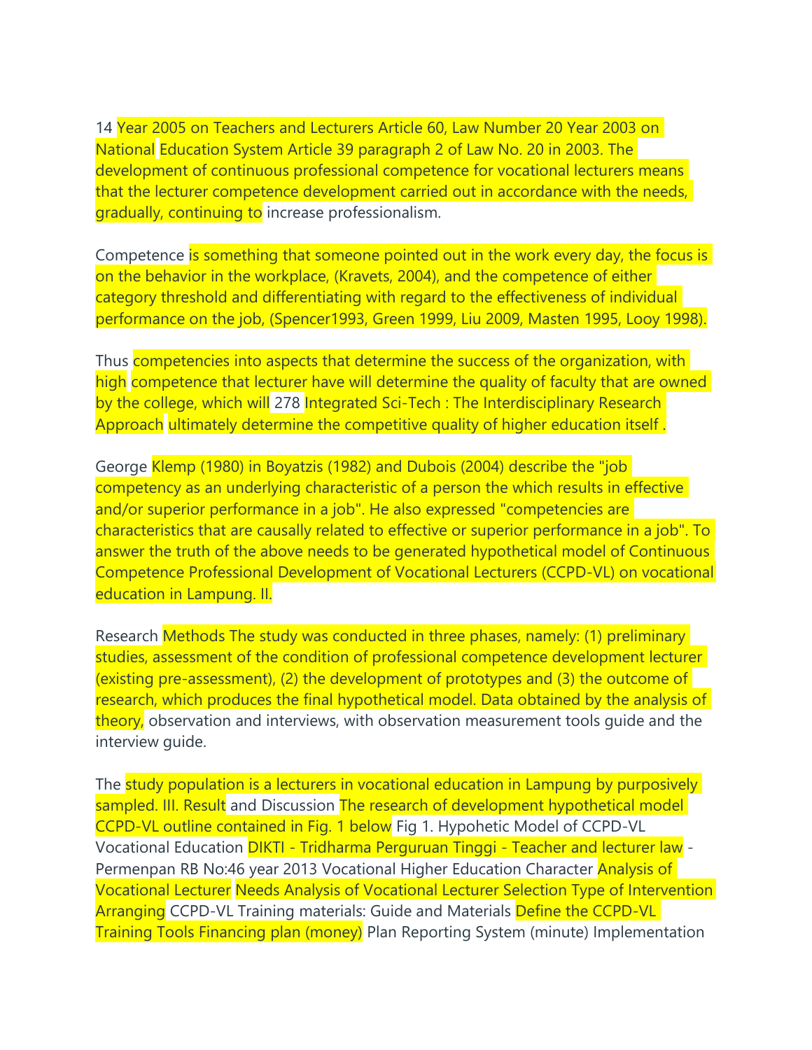14 Year 2005 on Teachers and Lecturers Article 60, Law Number 20 Year 2003 on National Education System Article 39 paragraph 2 of Law No. 20 in 2003. The development of continuous professional competence for vocational lecturers means that the lecturer competence development carried out in accordance with the needs, gradually, continuing to increase professionalism.

Competence is something that someone pointed out in the work every day, the focus is on the behavior in the workplace, (Kravets, 2004), and the competence of either category threshold and differentiating with regard to the effectiveness of individual performance on the job, (Spencer1993, Green 1999, Liu 2009, Masten 1995, Looy 1998).

Thus competencies into aspects that determine the success of the organization, with high competence that lecturer have will determine the quality of faculty that are owned by the college, which will 278 Integrated Sci-Tech : The Interdisciplinary Research Approach ultimately determine the competitive quality of higher education itself .

George Klemp (1980) in Boyatzis (1982) and Dubois (2004) describe the "job competency as an underlying characteristic of a person the which results in effective and/or superior performance in a job". He also expressed "competencies are characteristics that are causally related to effective or superior performance in a job". To answer the truth of the above needs to be generated hypothetical model of Continuous Competence Professional Development of Vocational Lecturers (CCPD-VL) on vocational education in Lampung. II.

Research Methods The study was conducted in three phases, namely: (1) preliminary studies, assessment of the condition of professional competence development lecturer (existing pre-assessment), (2) the development of prototypes and (3) the outcome of research, which produces the final hypothetical model. Data obtained by the analysis of theory, observation and interviews, with observation measurement tools guide and the interview guide.

The study population is a lecturers in vocational education in Lampung by purposively sampled. III. Result and Discussion The research of development hypothetical model CCPD-VL outline contained in Fig. 1 below Fig 1. Hypohetic Model of CCPD-VL Vocational Education DIKTI - Tridharma Perguruan Tinggi - Teacher and lecturer law - Permenpan RB No:46 year 2013 Vocational Higher Education Character Analysis of Vocational Lecturer Needs Analysis of Vocational Lecturer Selection Type of Intervention Arranging CCPD-VL Training materials: Guide and Materials Define the CCPD-VL Training Tools Financing plan (money) Plan Reporting System (minute) Implementation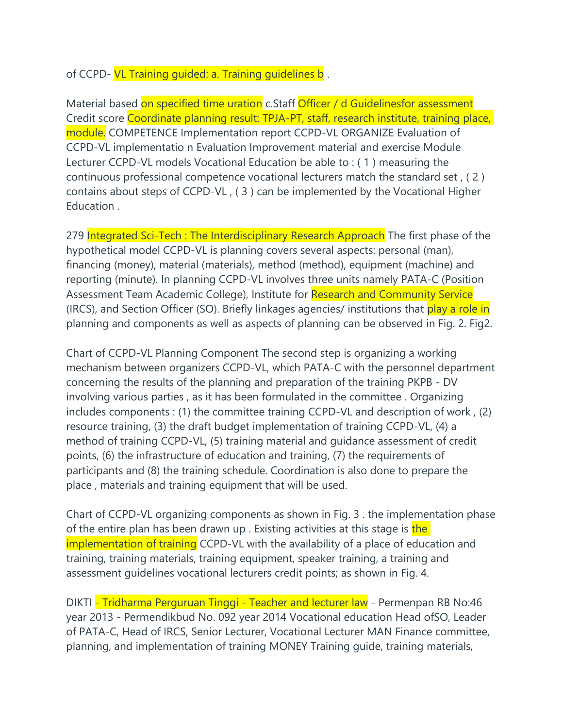of CCPD- VL Training guided: a. Training guidelines b .

Material based on specified time uration c.Staff Officer / d Guidelinesfor assessment Credit score Coordinate planning result: TPJA-PT, staff, research institute, training place, module. COMPETENCE Implementation report CCPD-VL ORGANIZE Evaluation of CCPD-VL implementatio n Evaluation Improvement material and exercise Module Lecturer CCPD-VL models Vocational Education be able to : ( 1 ) measuring the continuous professional competence vocational lecturers match the standard set , ( 2 ) contains about steps of CCPD-VL , ( 3 ) can be implemented by the Vocational Higher Education .

279 Integrated Sci-Tech : The Interdisciplinary Research Approach The first phase of the hypothetical model CCPD-VL is planning covers several aspects: personal (man), financing (money), material (materials), method (method), equipment (machine) and reporting (minute). In planning CCPD-VL involves three units namely PATA-C (Position Assessment Team Academic College), Institute for Research and Community Service (IRCS), and Section Officer (SO). Briefly linkages agencies/ institutions that play a role in planning and components as well as aspects of planning can be observed in Fig. 2. Fig2.

Chart of CCPD-VL Planning Component The second step is organizing a working mechanism between organizers CCPD-VL, which PATA-C with the personnel department concerning the results of the planning and preparation of the training PKPB - DV involving various parties , as it has been formulated in the committee . Organizing includes components : (1) the committee training CCPD-VL and description of work , (2) resource training, (3) the draft budget implementation of training CCPD-VL, (4) a method of training CCPD-VL, (5) training material and guidance assessment of credit points, (6) the infrastructure of education and training, (7) the requirements of participants and (8) the training schedule. Coordination is also done to prepare the place , materials and training equipment that will be used.

Chart of CCPD-VL organizing components as shown in Fig. 3 . the implementation phase of the entire plan has been drawn up . Existing activities at this stage is the implementation of training CCPD-VL with the availability of a place of education and training, training materials, training equipment, speaker training, a training and assessment guidelines vocational lecturers credit points; as shown in Fig. 4.

DIKTI - Tridharma Perguruan Tinggi - Teacher and lecturer law - Permenpan RB No:46 year 2013 - Permendikbud No. 092 year 2014 Vocational education Head ofSO, Leader of PATA-C, Head of IRCS, Senior Lecturer, Vocational Lecturer MAN Finance committee, planning, and implementation of training MONEY Training guide, training materials,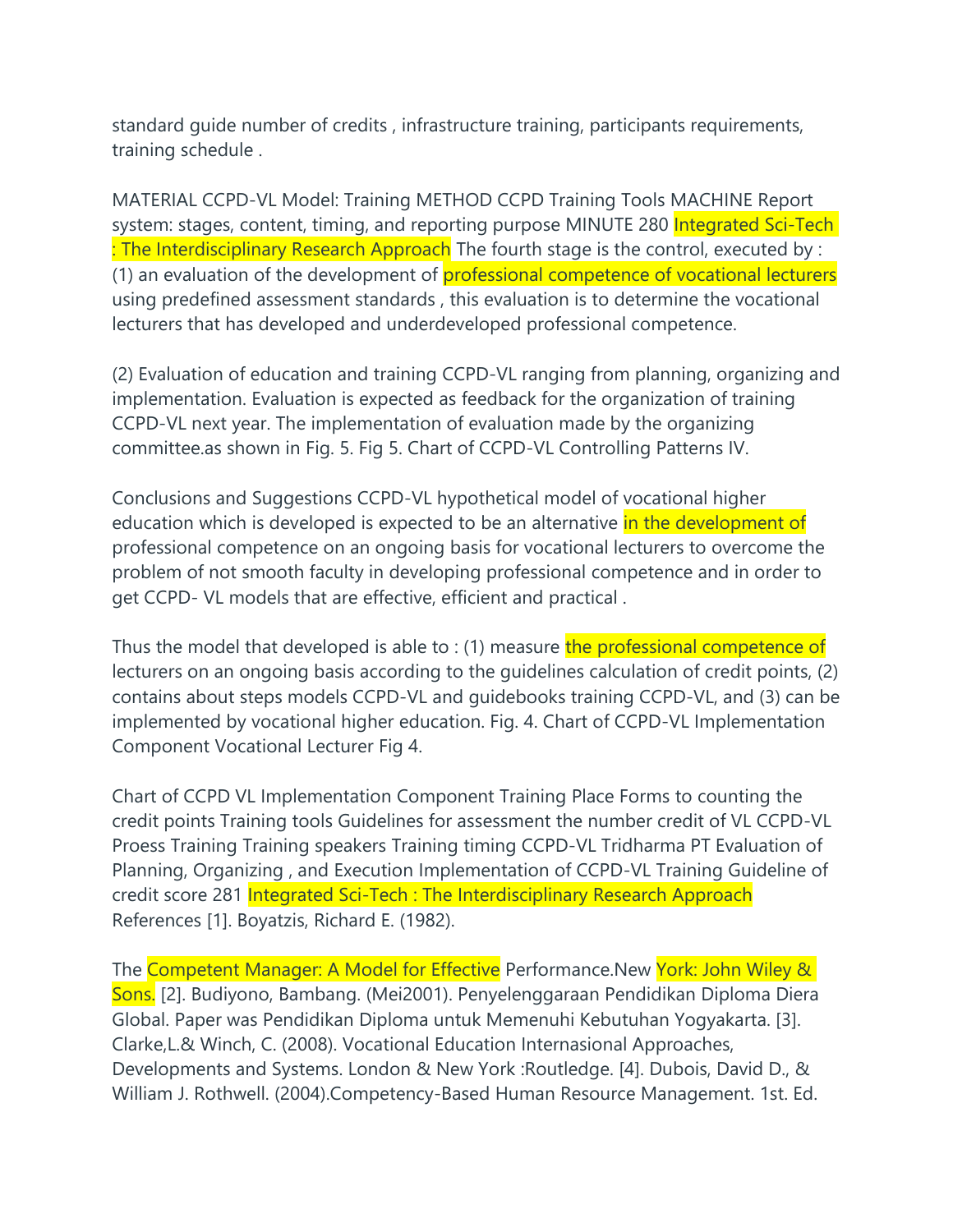standard guide number of credits , infrastructure training, participants requirements, training schedule .

MATERIAL CCPD-VL Model: Training METHOD CCPD Training Tools MACHINE Report system: stages, content, timing, and reporting purpose MINUTE 280 Integrated Sci-Tech : The Interdisciplinary Research Approach The fourth stage is the control, executed by : (1) an evaluation of the development of professional competence of vocational lecturers using predefined assessment standards , this evaluation is to determine the vocational lecturers that has developed and underdeveloped professional competence.

(2) Evaluation of education and training CCPD-VL ranging from planning, organizing and implementation. Evaluation is expected as feedback for the organization of training CCPD-VL next year. The implementation of evaluation made by the organizing committee.as shown in Fig. 5. Fig 5. Chart of CCPD-VL Controlling Patterns IV.

Conclusions and Suggestions CCPD-VL hypothetical model of vocational higher education which is developed is expected to be an alternative in the development of professional competence on an ongoing basis for vocational lecturers to overcome the problem of not smooth faculty in developing professional competence and in order to get CCPD- VL models that are effective, efficient and practical .

Thus the model that developed is able to : (1) measure the professional competence of lecturers on an ongoing basis according to the guidelines calculation of credit points, (2) contains about steps models CCPD-VL and guidebooks training CCPD-VL, and (3) can be implemented by vocational higher education. Fig. 4. Chart of CCPD-VL Implementation Component Vocational Lecturer Fig 4.

Chart of CCPD VL Implementation Component Training Place Forms to counting the credit points Training tools Guidelines for assessment the number credit of VL CCPD-VL Proess Training Training speakers Training timing CCPD-VL Tridharma PT Evaluation of Planning, Organizing , and Execution Implementation of CCPD-VL Training Guideline of credit score 281 Integrated Sci-Tech : The Interdisciplinary Research Approach References [1]. Boyatzis, Richard E. (1982).

The Competent Manager: A Model for Effective Performance.New York: John Wiley & Sons. [2]. Budiyono, Bambang. (Mei2001). Penyelenggaraan Pendidikan Diploma Diera Global. Paper was Pendidikan Diploma untuk Memenuhi Kebutuhan Yogyakarta. [3]. Clarke,L.& Winch, C. (2008). Vocational Education Internasional Approaches, Developments and Systems. London & New York :Routledge. [4]. Dubois, David D., & William J. Rothwell. (2004).Competency-Based Human Resource Management. 1st. Ed.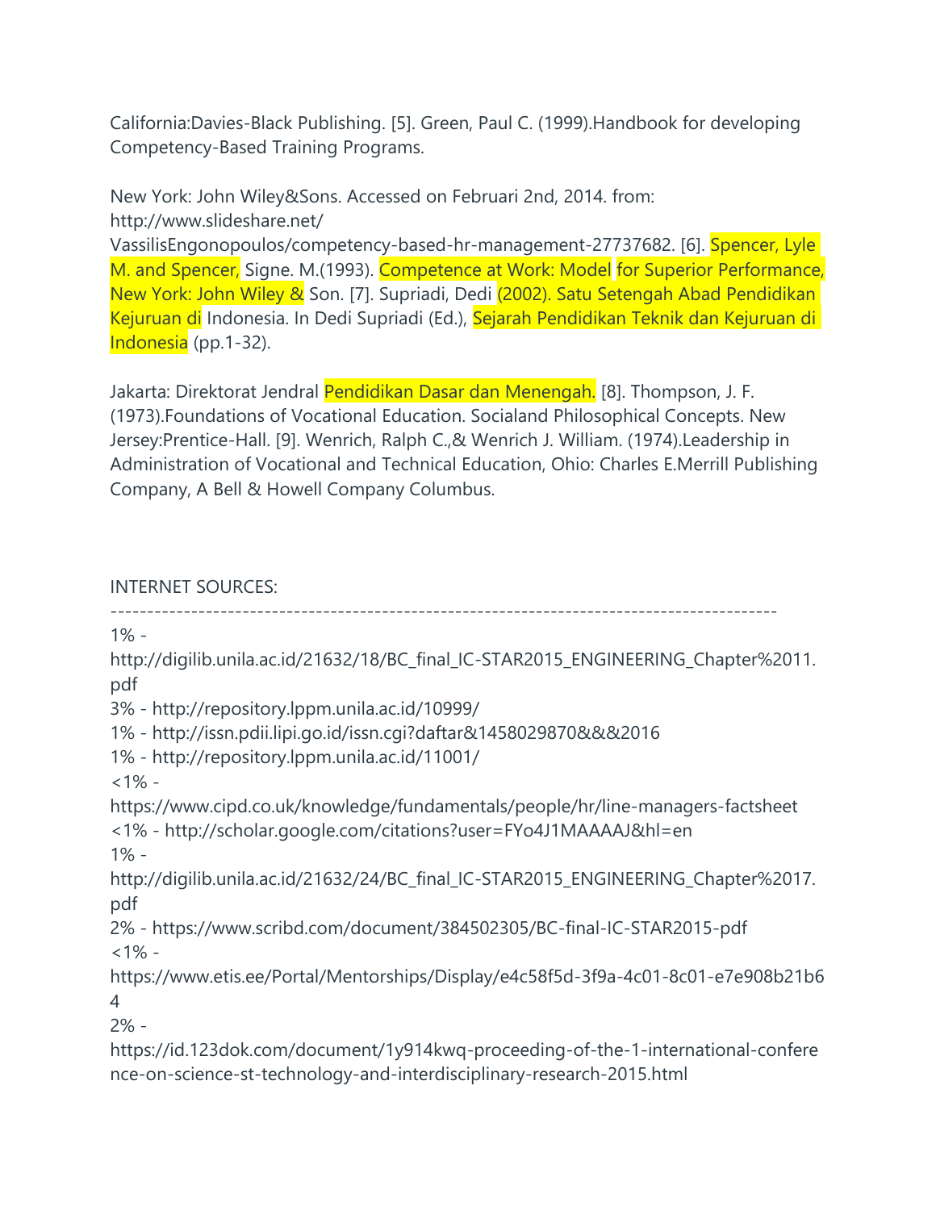California:Davies-Black Publishing. [5]. Green, Paul C. (1999).Handbook for developing Competency-Based Training Programs.

New York: John Wiley&Sons. Accessed on Februari 2nd, 2014. from: http://www.slideshare.net/ VassilisEngonopoulos/competency-based-hr-management-27737682. [6]. Spencer, Lyle M. and Spencer, Signe. M.(1993). Competence at Work: Model for Superior Performance, New York: John Wiley & Son. [7]. Supriadi, Dedi (2002). Satu Setengah Abad Pendidikan Kejuruan di Indonesia. In Dedi Supriadi (Ed.), Sejarah Pendidikan Teknik dan Kejuruan di Indonesia (pp.1-32).

Jakarta: Direktorat Jendral Pendidikan Dasar dan Menengah. [8]. Thompson, J. F. (1973).Foundations of Vocational Education. Socialand Philosophical Concepts. New Jersey:Prentice-Hall. [9]. Wenrich, Ralph C.,& Wenrich J. William. (1974).Leadership in Administration of Vocational and Technical Education, Ohio: Charles E.Merrill Publishing Company, A Bell & Howell Company Columbus.

INTERNET SOURCES:
-------------------------------------------------------------------------------------------
1% - http://digilib.unila.ac.id/21632/18/BC_final_IC-STAR2015_ENGINEERING_Chapter%2011.pdf
3% - http://repository.lppm.unila.ac.id/10999/
1% - http://issn.pdii.lipi.go.id/issn.cgi?daftar&1458029870&&&2016
1% - http://repository.lppm.unila.ac.id/11001/
<1% - https://www.cipd.co.uk/knowledge/fundamentals/people/hr/line-managers-factsheet
<1% - http://scholar.google.com/citations?user=FYo4J1MAAAAJ&hl=en
1% - http://digilib.unila.ac.id/21632/24/BC_final_IC-STAR2015_ENGINEERING_Chapter%2017.pdf
2% - https://www.scribd.com/document/384502305/BC-final-IC-STAR2015-pdf
<1% - https://www.etis.ee/Portal/Mentorships/Display/e4c58f5d-3f9a-4c01-8c01-e7e908b21b64
2% - https://id.123dok.com/document/1y914kwq-proceeding-of-the-1-international-conference-on-science-st-technology-and-interdisciplinary-research-2015.html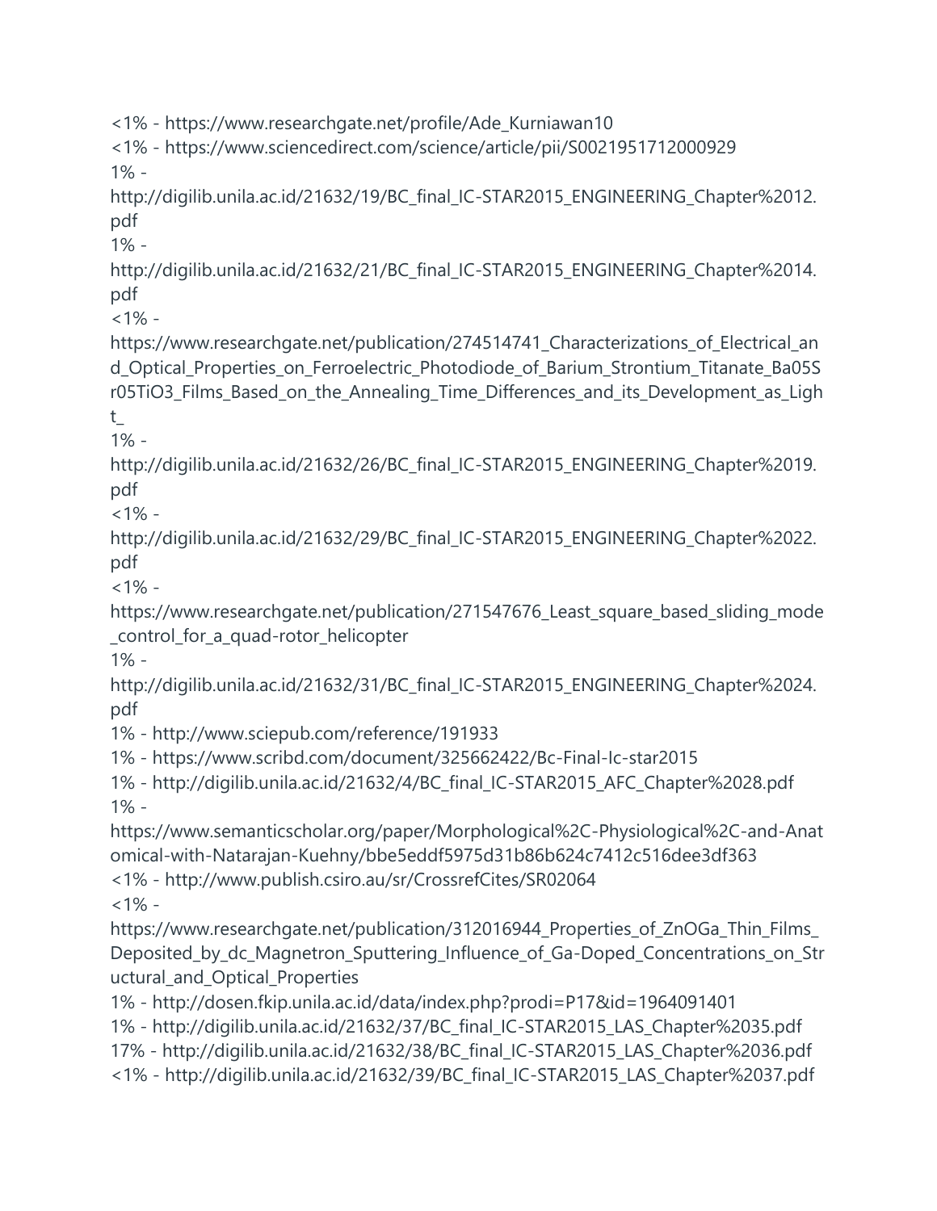<1% - https://www.researchgate.net/profile/Ade_Kurniawan10
<1% - https://www.sciencedirect.com/science/article/pii/S0021951712000929
1% - http://digilib.unila.ac.id/21632/19/BC_final_IC-STAR2015_ENGINEERING_Chapter%2012.pdf
1% - http://digilib.unila.ac.id/21632/21/BC_final_IC-STAR2015_ENGINEERING_Chapter%2014.pdf
<1% - https://www.researchgate.net/publication/274514741_Characterizations_of_Electrical_and_Optical_Properties_on_Ferroelectric_Photodiode_of_Barium_Strontium_Titanate_Ba05Sr05TiO3_Films_Based_on_the_Annealing_Time_Differences_and_its_Development_as_Light_
1% - http://digilib.unila.ac.id/21632/26/BC_final_IC-STAR2015_ENGINEERING_Chapter%2019.pdf
<1% - http://digilib.unila.ac.id/21632/29/BC_final_IC-STAR2015_ENGINEERING_Chapter%2022.pdf
<1% - https://www.researchgate.net/publication/271547676_Least_square_based_sliding_mode_control_for_a_quad-rotor_helicopter
1% - http://digilib.unila.ac.id/21632/31/BC_final_IC-STAR2015_ENGINEERING_Chapter%2024.pdf
1% - http://www.sciepub.com/reference/191933
1% - https://www.scribd.com/document/325662422/Bc-Final-Ic-star2015
1% - http://digilib.unila.ac.id/21632/4/BC_final_IC-STAR2015_AFC_Chapter%2028.pdf
1% - https://www.semanticscholar.org/paper/Morphological%2C-Physiological%2C-and-Anatomical-with-Natarajan-Kuehny/bbe5eddf5975d31b86b624c7412c516dee3df363
<1% - http://www.publish.csiro.au/sr/CrossrefCites/SR02064
<1% - https://www.researchgate.net/publication/312016944_Properties_of_ZnOGa_Thin_Films_Deposited_by_dc_Magnetron_Sputtering_Influence_of_Ga-Doped_Concentrations_on_Structural_and_Optical_Properties
1% - http://dosen.fkip.unila.ac.id/data/index.php?prodi=P17&id=1964091401
1% - http://digilib.unila.ac.id/21632/37/BC_final_IC-STAR2015_LAS_Chapter%2035.pdf
17% - http://digilib.unila.ac.id/21632/38/BC_final_IC-STAR2015_LAS_Chapter%2036.pdf
<1% - http://digilib.unila.ac.id/21632/39/BC_final_IC-STAR2015_LAS_Chapter%2037.pdf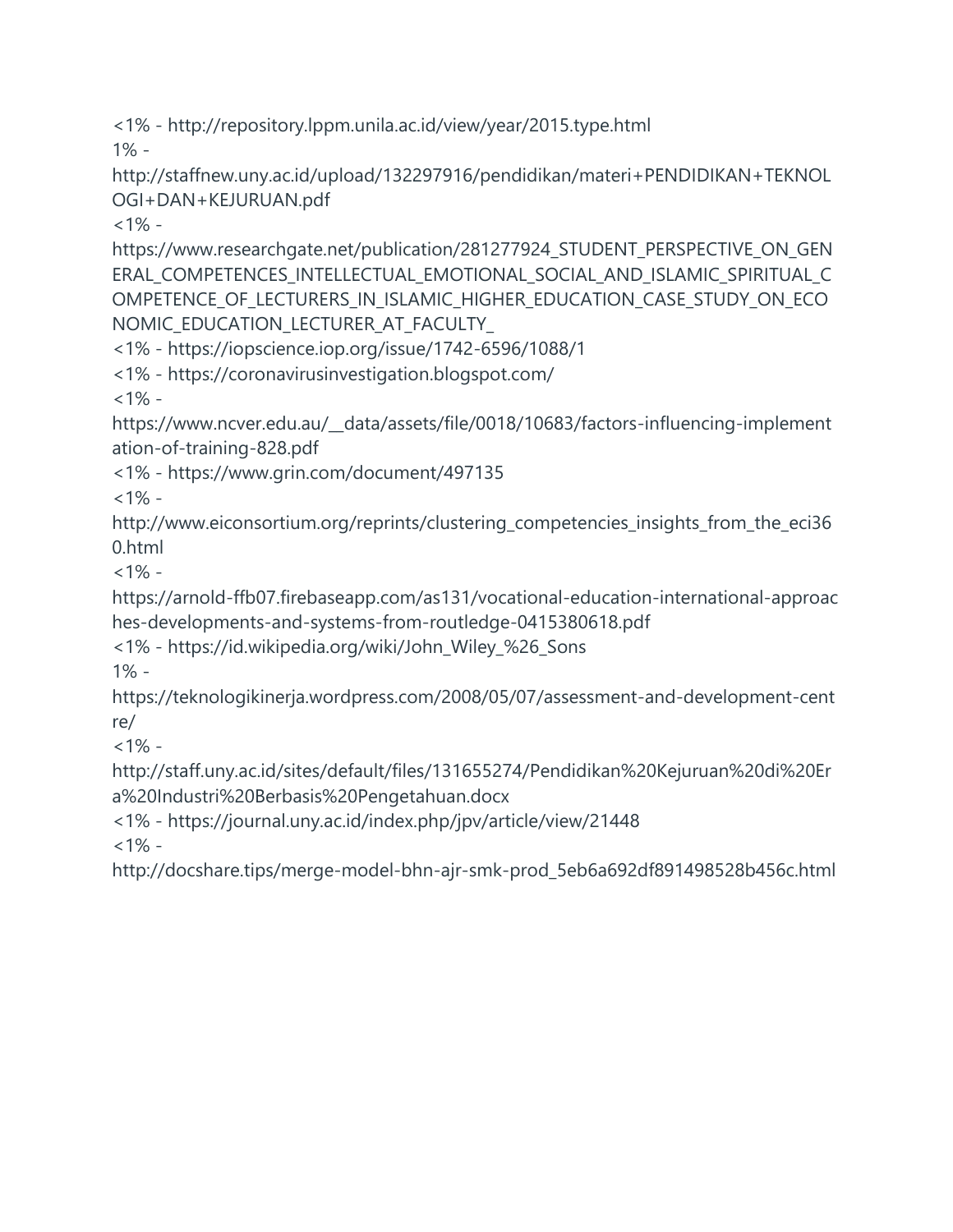<1% - http://repository.lppm.unila.ac.id/view/year/2015.type.html

1% - http://staffnew.uny.ac.id/upload/132297916/pendidikan/materi+PENDIDIKAN+TEKNOLOGI+DAN+KEJURUAN.pdf

<1% - https://www.researchgate.net/publication/281277924_STUDENT_PERSPECTIVE_ON_GENERAL_COMPETENCES_INTELLECTUAL_EMOTIONAL_SOCIAL_AND_ISLAMIC_SPIRITUAL_COMPETENCE_OF_LECTURERS_IN_ISLAMIC_HIGHER_EDUCATION_CASE_STUDY_ON_ECONOMIC_EDUCATION_LECTURER_AT_FACULTY_

<1% - https://iopscience.iop.org/issue/1742-6596/1088/1

<1% - https://coronavirusinvestigation.blogspot.com/

<1% - https://www.ncver.edu.au/__data/assets/file/0018/10683/factors-influencing-implementation-of-training-828.pdf

<1% - https://www.grin.com/document/497135

<1% - http://www.eiconsortium.org/reprints/clustering_competencies_insights_from_the_eci360.html

<1% - https://arnold-ffb07.firebaseapp.com/as131/vocational-education-international-approaches-developments-and-systems-from-routledge-0415380618.pdf

<1% - https://id.wikipedia.org/wiki/John_Wiley_%26_Sons

1% - https://teknologikinerja.wordpress.com/2008/05/07/assessment-and-development-centre/

<1% - http://staff.uny.ac.id/sites/default/files/131655274/Pendidikan%20Kejuruan%20di%20Era%20Industri%20Berbasis%20Pengetahuan.docx

<1% - https://journal.uny.ac.id/index.php/jpv/article/view/21448

<1% - http://docshare.tips/merge-model-bhn-ajr-smk-prod_5eb6a692df891498528b456c.html